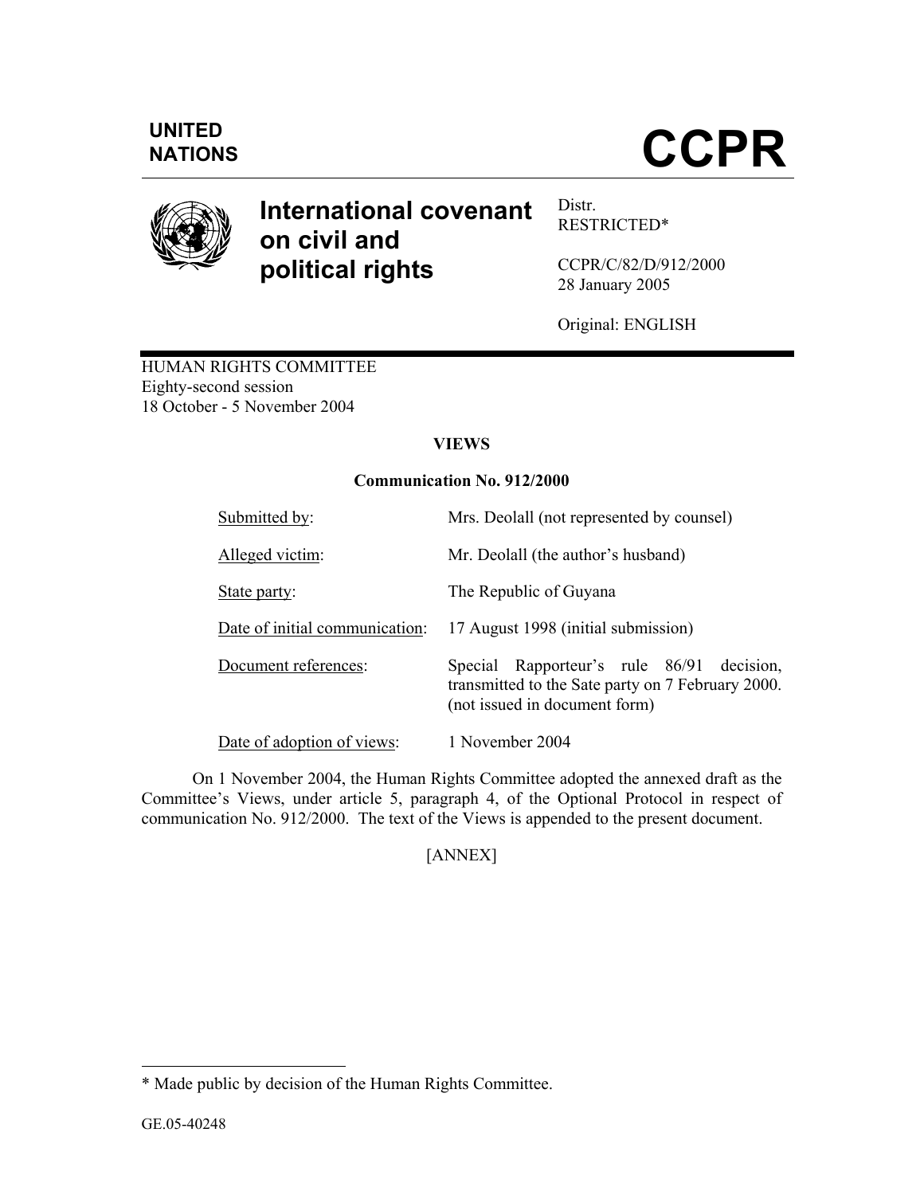UNITED NATIONS

# CCPR

## International covenant on civil and political rights

Distr.
RESTRICTED*

CCPR/C/82/D/912/2000
28 January 2005

Original: ENGLISH

HUMAN RIGHTS COMMITTEE
Eighty-second session
18 October - 5 November 2004

**VIEWS**

**Communication No. 912/2000**

| | |
|---|---|
| Submitted by: | Mrs. Deolall (not represented by counsel) |
| Alleged victim: | Mr. Deolall (the author's husband) |
| State party: | The Republic of Guyana |
| Date of initial communication: | 17 August 1998 (initial submission) |
| Document references: | Special Rapporteur's rule 86/91 decision, transmitted to the Sate party on 7 February 2000. (not issued in document form) |
| Date of adoption of views: | 1 November 2004 |

On 1 November 2004, the Human Rights Committee adopted the annexed draft as the Committee's Views, under article 5, paragraph 4, of the Optional Protocol in respect of communication No. 912/2000. The text of the Views is appended to the present document.

[ANNEX]

* Made public by decision of the Human Rights Committee.

GE.05-40248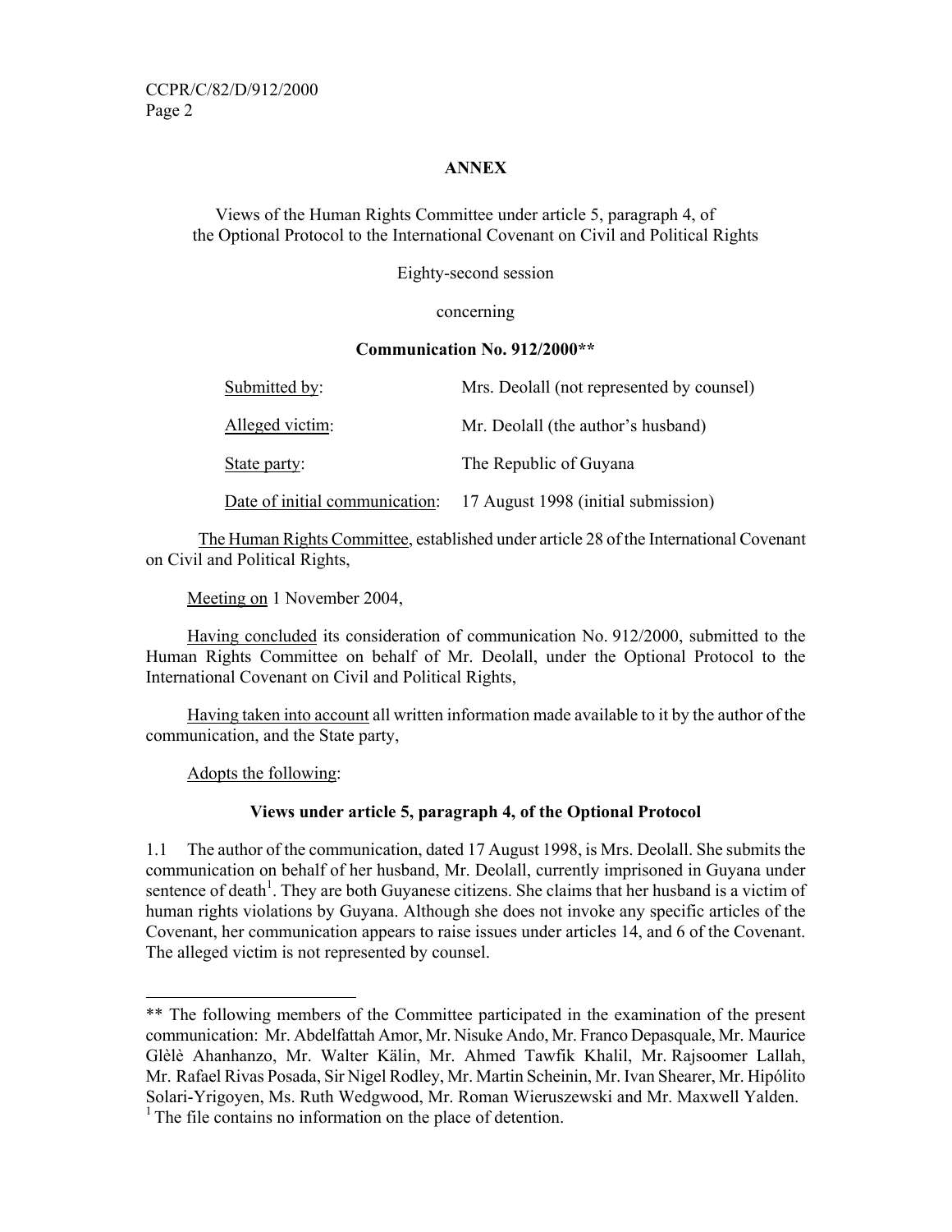## ANNEX

Views of the Human Rights Committee under article 5, paragraph 4, of the Optional Protocol to the International Covenant on Civil and Political Rights

Eighty-second session

concerning

**Communication No. 912/2000****

| | |
|---|---|
| Submitted by: | Mrs. Deolall (not represented by counsel) |
| Alleged victim: | Mr. Deolall (the author's husband) |
| State party: | The Republic of Guyana |
| Date of initial communication: | 17 August 1998 (initial submission) |

The Human Rights Committee, established under article 28 of the International Covenant on Civil and Political Rights,

Meeting on 1 November 2004,

Having concluded its consideration of communication No. 912/2000, submitted to the Human Rights Committee on behalf of Mr. Deolall, under the Optional Protocol to the International Covenant on Civil and Political Rights,

Having taken into account all written information made available to it by the author of the communication, and the State party,

Adopts the following:

### Views under article 5, paragraph 4, of the Optional Protocol

1.1 The author of the communication, dated 17 August 1998, is Mrs. Deolall. She submits the communication on behalf of her husband, Mr. Deolall, currently imprisoned in Guyana under sentence of death[1]. They are both Guyanese citizens. She claims that her husband is a victim of human rights violations by Guyana. Although she does not invoke any specific articles of the Covenant, her communication appears to raise issues under articles 14, and 6 of the Covenant. The alleged victim is not represented by counsel.

---

** The following members of the Committee participated in the examination of the present communication: Mr. Abdelfattah Amor, Mr. Nisuke Ando, Mr. Franco Depasquale, Mr. Maurice Glèlè Ahanhanzo, Mr. Walter Kälin, Mr. Ahmed Tawfik Khalil, Mr. Rajsoomer Lallah, Mr. Rafael Rivas Posada, Sir Nigel Rodley, Mr. Martin Scheinin, Mr. Ivan Shearer, Mr. Hipólito Solari-Yrigoyen, Ms. Ruth Wedgwood, Mr. Roman Wieruszewski and Mr. Maxwell Yalden.

[1] The file contains no information on the place of detention.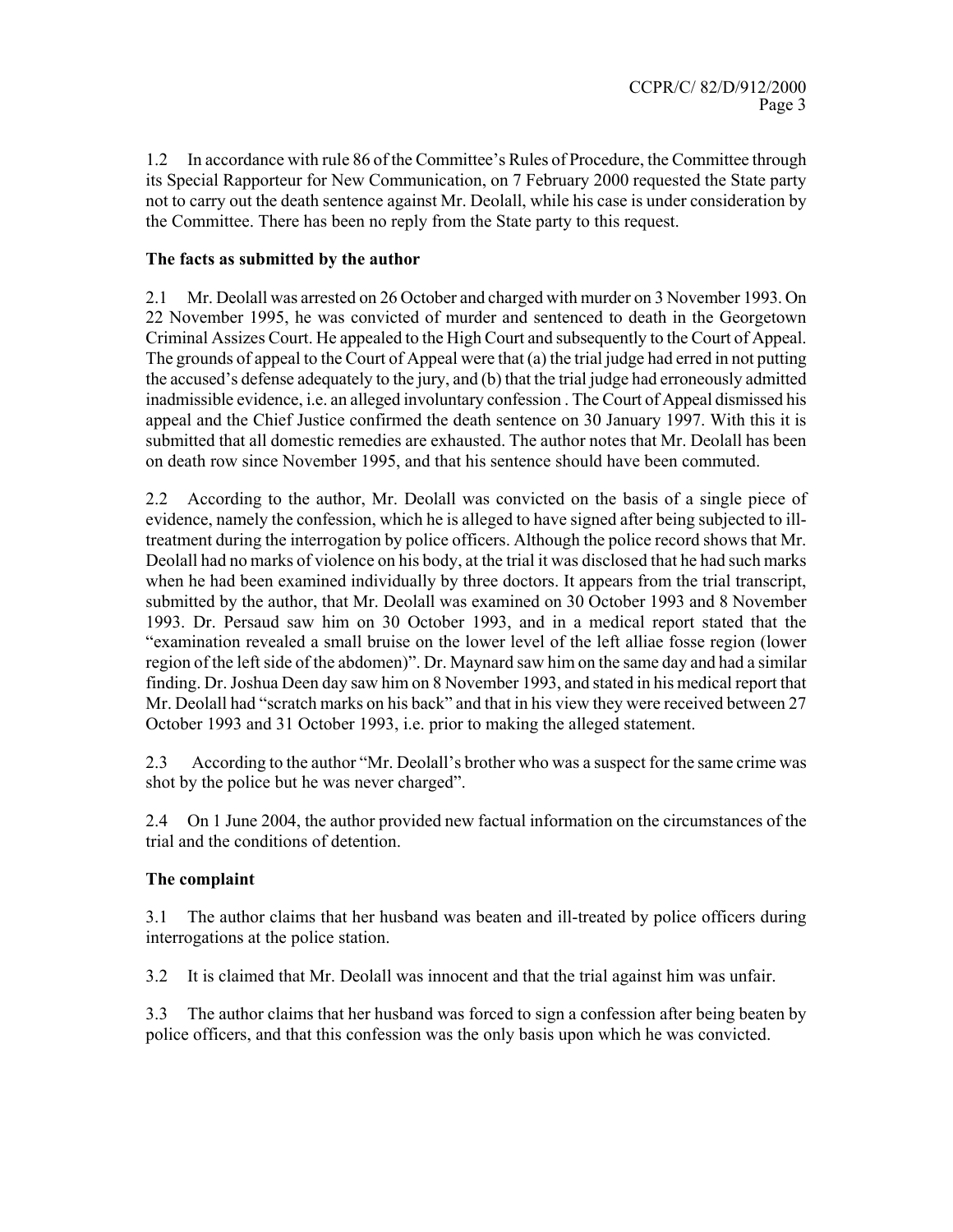1.2 In accordance with rule 86 of the Committee's Rules of Procedure, the Committee through its Special Rapporteur for New Communication, on 7 February 2000 requested the State party not to carry out the death sentence against Mr. Deolall, while his case is under consideration by the Committee. There has been no reply from the State party to this request.

**The facts as submitted by the author**

2.1 Mr. Deolall was arrested on 26 October and charged with murder on 3 November 1993. On 22 November 1995, he was convicted of murder and sentenced to death in the Georgetown Criminal Assizes Court. He appealed to the High Court and subsequently to the Court of Appeal. The grounds of appeal to the Court of Appeal were that (a) the trial judge had erred in not putting the accused's defense adequately to the jury, and (b) that the trial judge had erroneously admitted inadmissible evidence, i.e. an alleged involuntary confession . The Court of Appeal dismissed his appeal and the Chief Justice confirmed the death sentence on 30 January 1997. With this it is submitted that all domestic remedies are exhausted. The author notes that Mr. Deolall has been on death row since November 1995, and that his sentence should have been commuted.

2.2 According to the author, Mr. Deolall was convicted on the basis of a single piece of evidence, namely the confession, which he is alleged to have signed after being subjected to ill-treatment during the interrogation by police officers. Although the police record shows that Mr. Deolall had no marks of violence on his body, at the trial it was disclosed that he had such marks when he had been examined individually by three doctors. It appears from the trial transcript, submitted by the author, that Mr. Deolall was examined on 30 October 1993 and 8 November 1993. Dr. Persaud saw him on 30 October 1993, and in a medical report stated that the "examination revealed a small bruise on the lower level of the left alliae fosse region (lower region of the left side of the abdomen)". Dr. Maynard saw him on the same day and had a similar finding. Dr. Joshua Deen day saw him on 8 November 1993, and stated in his medical report that Mr. Deolall had "scratch marks on his back" and that in his view they were received between 27 October 1993 and 31 October 1993, i.e. prior to making the alleged statement.

2.3 According to the author "Mr. Deolall's brother who was a suspect for the same crime was shot by the police but he was never charged".

2.4 On 1 June 2004, the author provided new factual information on the circumstances of the trial and the conditions of detention.

**The complaint**

3.1 The author claims that her husband was beaten and ill-treated by police officers during interrogations at the police station.

3.2 It is claimed that Mr. Deolall was innocent and that the trial against him was unfair.

3.3 The author claims that her husband was forced to sign a confession after being beaten by police officers, and that this confession was the only basis upon which he was convicted.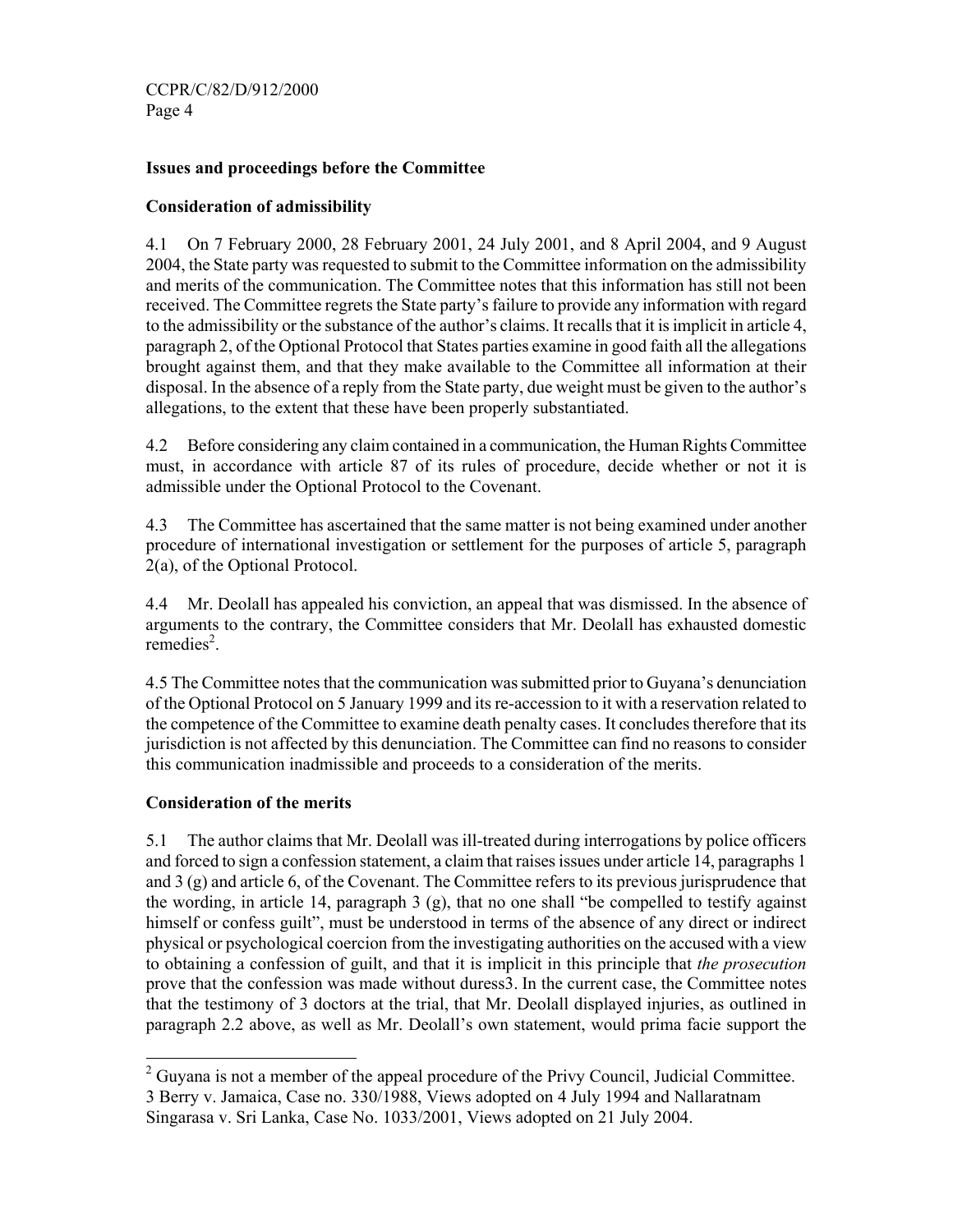### Issues and proceedings before the Committee

### Consideration of admissibility

4.1 On 7 February 2000, 28 February 2001, 24 July 2001, and 8 April 2004, and 9 August 2004, the State party was requested to submit to the Committee information on the admissibility and merits of the communication. The Committee notes that this information has still not been received. The Committee regrets the State party's failure to provide any information with regard to the admissibility or the substance of the author's claims. It recalls that it is implicit in article 4, paragraph 2, of the Optional Protocol that States parties examine in good faith all the allegations brought against them, and that they make available to the Committee all information at their disposal. In the absence of a reply from the State party, due weight must be given to the author's allegations, to the extent that these have been properly substantiated.

4.2 Before considering any claim contained in a communication, the Human Rights Committee must, in accordance with article 87 of its rules of procedure, decide whether or not it is admissible under the Optional Protocol to the Covenant.

4.3 The Committee has ascertained that the same matter is not being examined under another procedure of international investigation or settlement for the purposes of article 5, paragraph 2(a), of the Optional Protocol.

4.4 Mr. Deolall has appealed his conviction, an appeal that was dismissed. In the absence of arguments to the contrary, the Committee considers that Mr. Deolall has exhausted domestic remedies[2].

4.5 The Committee notes that the communication was submitted prior to Guyana's denunciation of the Optional Protocol on 5 January 1999 and its re-accession to it with a reservation related to the competence of the Committee to examine death penalty cases. It concludes therefore that its jurisdiction is not affected by this denunciation. The Committee can find no reasons to consider this communication inadmissible and proceeds to a consideration of the merits.

### Consideration of the merits

5.1 The author claims that Mr. Deolall was ill-treated during interrogations by police officers and forced to sign a confession statement, a claim that raises issues under article 14, paragraphs 1 and 3 (g) and article 6, of the Covenant. The Committee refers to its previous jurisprudence that the wording, in article 14, paragraph 3 (g), that no one shall "be compelled to testify against himself or confess guilt", must be understood in terms of the absence of any direct or indirect physical or psychological coercion from the investigating authorities on the accused with a view to obtaining a confession of guilt, and that it is implicit in this principle that *the prosecution* prove that the confession was made without duress3. In the current case, the Committee notes that the testimony of 3 doctors at the trial, that Mr. Deolall displayed injuries, as outlined in paragraph 2.2 above, as well as Mr. Deolall's own statement, would prima facie support the

---

[2] Guyana is not a member of the appeal procedure of the Privy Council, Judicial Committee.

3 Berry v. Jamaica, Case no. 330/1988, Views adopted on 4 July 1994 and Nallaratnam Singarasa v. Sri Lanka, Case No. 1033/2001, Views adopted on 21 July 2004.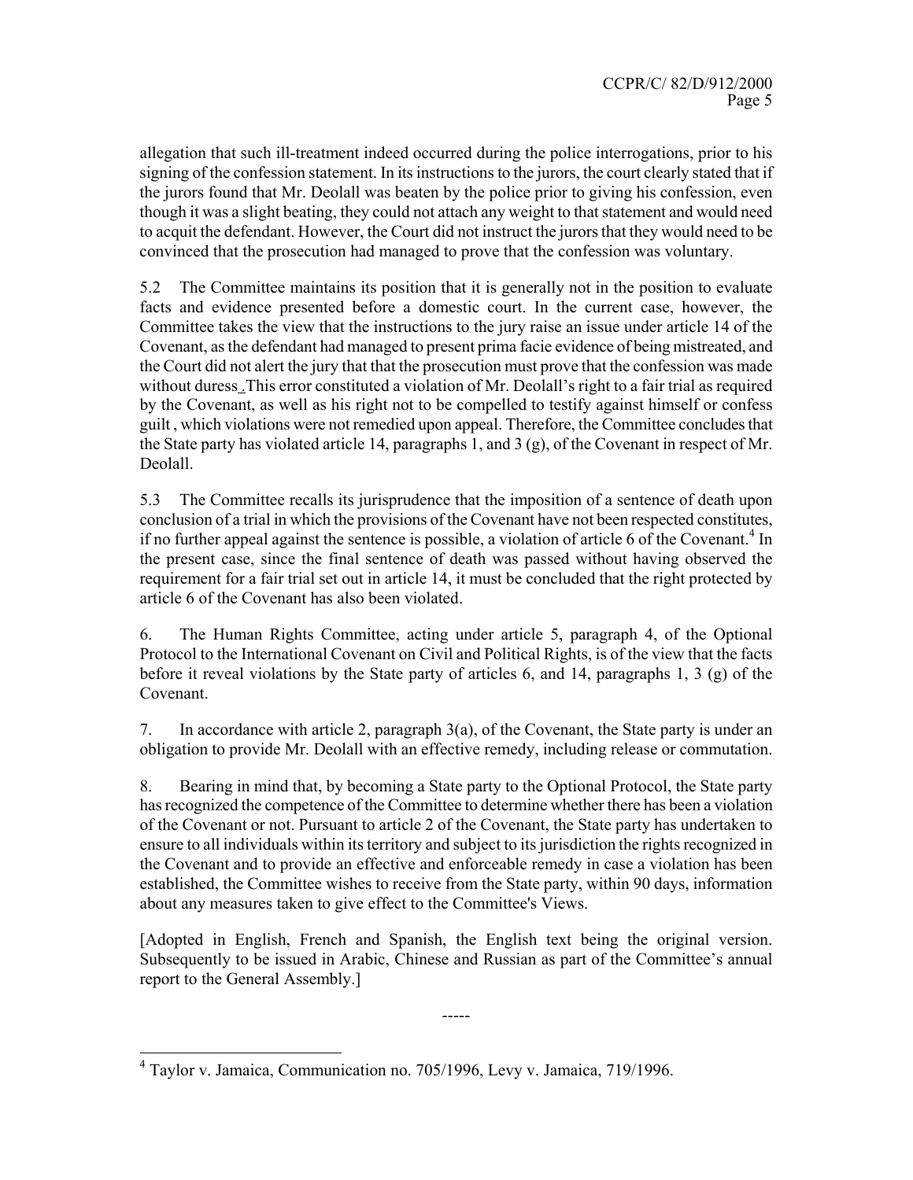allegation that such ill-treatment indeed occurred during the police interrogations, prior to his signing of the confession statement. In its instructions to the jurors, the court clearly stated that if the jurors found that Mr. Deolall was beaten by the police prior to giving his confession, even though it was a slight beating, they could not attach any weight to that statement and would need to acquit the defendant. However, the Court did not instruct the jurors that they would need to be convinced that the prosecution had managed to prove that the confession was voluntary.

5.2 The Committee maintains its position that it is generally not in the position to evaluate facts and evidence presented before a domestic court. In the current case, however, the Committee takes the view that the instructions to the jury raise an issue under article 14 of the Covenant, as the defendant had managed to present prima facie evidence of being mistreated, and the Court did not alert the jury that that the prosecution must prove that the confession was made without duress .This error constituted a violation of Mr. Deolall's right to a fair trial as required by the Covenant, as well as his right not to be compelled to testify against himself or confess guilt , which violations were not remedied upon appeal. Therefore, the Committee concludes that the State party has violated article 14, paragraphs 1, and 3 (g), of the Covenant in respect of Mr. Deolall.

5.3 The Committee recalls its jurisprudence that the imposition of a sentence of death upon conclusion of a trial in which the provisions of the Covenant have not been respected constitutes, if no further appeal against the sentence is possible, a violation of article 6 of the Covenant.[4] In the present case, since the final sentence of death was passed without having observed the requirement for a fair trial set out in article 14, it must be concluded that the right protected by article 6 of the Covenant has also been violated.

6. The Human Rights Committee, acting under article 5, paragraph 4, of the Optional Protocol to the International Covenant on Civil and Political Rights, is of the view that the facts before it reveal violations by the State party of articles 6, and 14, paragraphs 1, 3 (g) of the Covenant.

7. In accordance with article 2, paragraph 3(a), of the Covenant, the State party is under an obligation to provide Mr. Deolall with an effective remedy, including release or commutation.

8. Bearing in mind that, by becoming a State party to the Optional Protocol, the State party has recognized the competence of the Committee to determine whether there has been a violation of the Covenant or not. Pursuant to article 2 of the Covenant, the State party has undertaken to ensure to all individuals within its territory and subject to its jurisdiction the rights recognized in the Covenant and to provide an effective and enforceable remedy in case a violation has been established, the Committee wishes to receive from the State party, within 90 days, information about any measures taken to give effect to the Committee's Views.

[Adopted in English, French and Spanish, the English text being the original version. Subsequently to be issued in Arabic, Chinese and Russian as part of the Committee's annual report to the General Assembly.]

-----

[4] Taylor v. Jamaica, Communication no. 705/1996, Levy v. Jamaica, 719/1996.